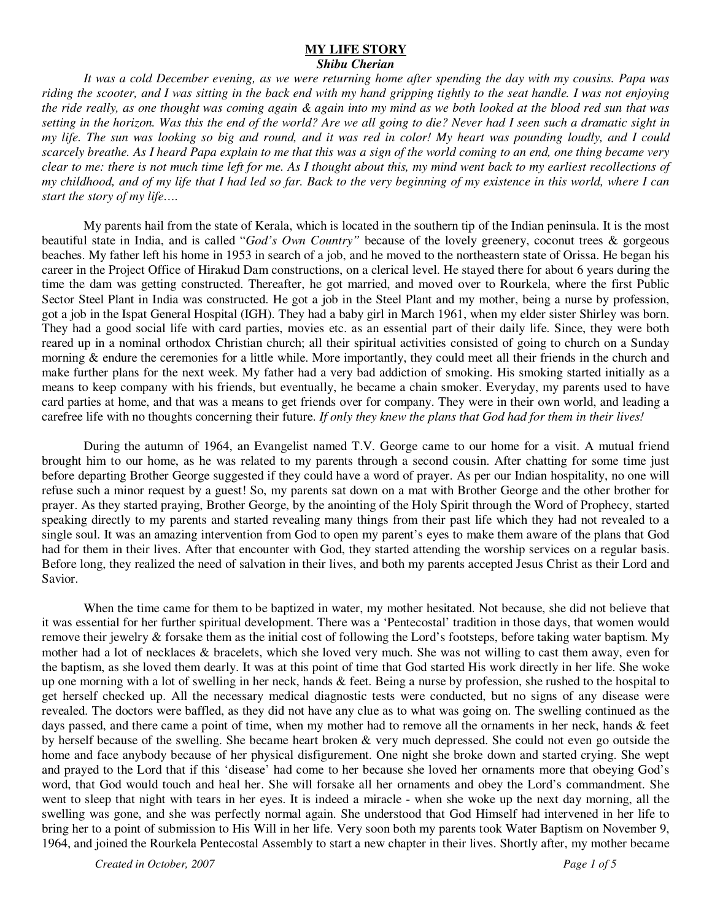# MY LIFE STORY

***Shibu Cherian***

*It was a cold December evening, as we were returning home after spending the day with my cousins. Papa was riding the scooter, and I was sitting in the back end with my hand gripping tightly to the seat handle. I was not enjoying the ride really, as one thought was coming again & again into my mind as we both looked at the blood red sun that was setting in the horizon. Was this the end of the world? Are we all going to die? Never had I seen such a dramatic sight in my life. The sun was looking so big and round, and it was red in color! My heart was pounding loudly, and I could scarcely breathe. As I heard Papa explain to me that this was a sign of the world coming to an end, one thing became very clear to me: there is not much time left for me. As I thought about this, my mind went back to my earliest recollections of my childhood, and of my life that I had led so far. Back to the very beginning of my existence in this world, where I can start the story of my life….*

My parents hail from the state of Kerala, which is located in the southern tip of the Indian peninsula. It is the most beautiful state in India, and is called "*God's Own Country*" because of the lovely greenery, coconut trees & gorgeous beaches. My father left his home in 1953 in search of a job, and he moved to the northeastern state of Orissa. He began his career in the Project Office of Hirakud Dam constructions, on a clerical level. He stayed there for about 6 years during the time the dam was getting constructed. Thereafter, he got married, and moved over to Rourkela, where the first Public Sector Steel Plant in India was constructed. He got a job in the Steel Plant and my mother, being a nurse by profession, got a job in the Ispat General Hospital (IGH). They had a baby girl in March 1961, when my elder sister Shirley was born. They had a good social life with card parties, movies etc. as an essential part of their daily life. Since, they were both reared up in a nominal orthodox Christian church; all their spiritual activities consisted of going to church on a Sunday morning & endure the ceremonies for a little while. More importantly, they could meet all their friends in the church and make further plans for the next week. My father had a very bad addiction of smoking. His smoking started initially as a means to keep company with his friends, but eventually, he became a chain smoker. Everyday, my parents used to have card parties at home, and that was a means to get friends over for company. They were in their own world, and leading a carefree life with no thoughts concerning their future. *If only they knew the plans that God had for them in their lives!*

During the autumn of 1964, an Evangelist named T.V. George came to our home for a visit. A mutual friend brought him to our home, as he was related to my parents through a second cousin. After chatting for some time just before departing Brother George suggested if they could have a word of prayer. As per our Indian hospitality, no one will refuse such a minor request by a guest! So, my parents sat down on a mat with Brother George and the other brother for prayer. As they started praying, Brother George, by the anointing of the Holy Spirit through the Word of Prophecy, started speaking directly to my parents and started revealing many things from their past life which they had not revealed to a single soul. It was an amazing intervention from God to open my parent's eyes to make them aware of the plans that God had for them in their lives. After that encounter with God, they started attending the worship services on a regular basis. Before long, they realized the need of salvation in their lives, and both my parents accepted Jesus Christ as their Lord and Savior.

When the time came for them to be baptized in water, my mother hesitated. Not because, she did not believe that it was essential for her further spiritual development. There was a 'Pentecostal' tradition in those days, that women would remove their jewelry & forsake them as the initial cost of following the Lord's footsteps, before taking water baptism. My mother had a lot of necklaces & bracelets, which she loved very much. She was not willing to cast them away, even for the baptism, as she loved them dearly. It was at this point of time that God started His work directly in her life. She woke up one morning with a lot of swelling in her neck, hands & feet. Being a nurse by profession, she rushed to the hospital to get herself checked up. All the necessary medical diagnostic tests were conducted, but no signs of any disease were revealed. The doctors were baffled, as they did not have any clue as to what was going on. The swelling continued as the days passed, and there came a point of time, when my mother had to remove all the ornaments in her neck, hands & feet by herself because of the swelling. She became heart broken & very much depressed. She could not even go outside the home and face anybody because of her physical disfigurement. One night she broke down and started crying. She wept and prayed to the Lord that if this 'disease' had come to her because she loved her ornaments more that obeying God's word, that God would touch and heal her. She will forsake all her ornaments and obey the Lord's commandment. She went to sleep that night with tears in her eyes. It is indeed a miracle - when she woke up the next day morning, all the swelling was gone, and she was perfectly normal again. She understood that God Himself had intervened in her life to bring her to a point of submission to His Will in her life. Very soon both my parents took Water Baptism on November 9, 1964, and joined the Rourkela Pentecostal Assembly to start a new chapter in their lives. Shortly after, my mother became

*Created in October, 2007*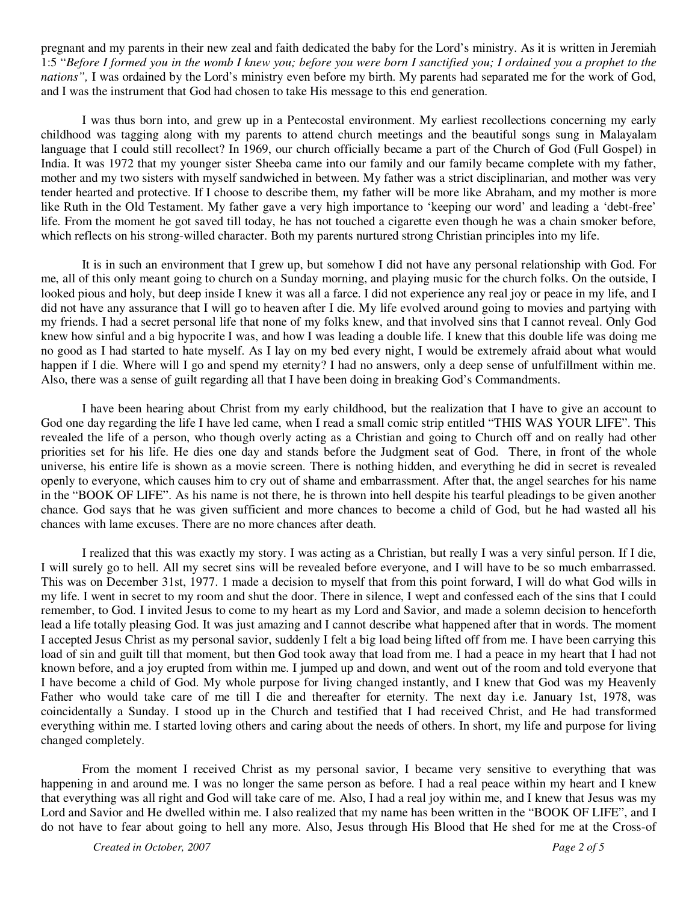pregnant and my parents in their new zeal and faith dedicated the baby for the Lord's ministry. As it is written in Jeremiah 1:5 "*Before I formed you in the womb I knew you; before you were born I sanctified you; I ordained you a prophet to the nations",* I was ordained by the Lord's ministry even before my birth. My parents had separated me for the work of God, and I was the instrument that God had chosen to take His message to this end generation.

I was thus born into, and grew up in a Pentecostal environment. My earliest recollections concerning my early childhood was tagging along with my parents to attend church meetings and the beautiful songs sung in Malayalam language that I could still recollect? In 1969, our church officially became a part of the Church of God (Full Gospel) in India. It was 1972 that my younger sister Sheeba came into our family and our family became complete with my father, mother and my two sisters with myself sandwiched in between. My father was a strict disciplinarian, and mother was very tender hearted and protective. If I choose to describe them, my father will be more like Abraham, and my mother is more like Ruth in the Old Testament. My father gave a very high importance to 'keeping our word' and leading a 'debt-free' life. From the moment he got saved till today, he has not touched a cigarette even though he was a chain smoker before, which reflects on his strong-willed character. Both my parents nurtured strong Christian principles into my life.

It is in such an environment that I grew up, but somehow I did not have any personal relationship with God. For me, all of this only meant going to church on a Sunday morning, and playing music for the church folks. On the outside, I looked pious and holy, but deep inside I knew it was all a farce. I did not experience any real joy or peace in my life, and I did not have any assurance that I will go to heaven after I die. My life evolved around going to movies and partying with my friends. I had a secret personal life that none of my folks knew, and that involved sins that I cannot reveal. Only God knew how sinful and a big hypocrite I was, and how I was leading a double life. I knew that this double life was doing me no good as I had started to hate myself. As I lay on my bed every night, I would be extremely afraid about what would happen if I die. Where will I go and spend my eternity? I had no answers, only a deep sense of unfulfillment within me. Also, there was a sense of guilt regarding all that I have been doing in breaking God's Commandments.

I have been hearing about Christ from my early childhood, but the realization that I have to give an account to God one day regarding the life I have led came, when I read a small comic strip entitled "THIS WAS YOUR LIFE". This revealed the life of a person, who though overly acting as a Christian and going to Church off and on really had other priorities set for his life. He dies one day and stands before the Judgment seat of God. There, in front of the whole universe, his entire life is shown as a movie screen. There is nothing hidden, and everything he did in secret is revealed openly to everyone, which causes him to cry out of shame and embarrassment. After that, the angel searches for his name in the "BOOK OF LIFE". As his name is not there, he is thrown into hell despite his tearful pleadings to be given another chance. God says that he was given sufficient and more chances to become a child of God, but he had wasted all his chances with lame excuses. There are no more chances after death.

I realized that this was exactly my story. I was acting as a Christian, but really I was a very sinful person. If I die, I will surely go to hell. All my secret sins will be revealed before everyone, and I will have to be so much embarrassed. This was on December 31st, 1977. 1 made a decision to myself that from this point forward, I will do what God wills in my life. I went in secret to my room and shut the door. There in silence, I wept and confessed each of the sins that I could remember, to God. I invited Jesus to come to my heart as my Lord and Savior, and made a solemn decision to henceforth lead a life totally pleasing God. It was just amazing and I cannot describe what happened after that in words. The moment I accepted Jesus Christ as my personal savior, suddenly I felt a big load being lifted off from me. I have been carrying this load of sin and guilt till that moment, but then God took away that load from me. I had a peace in my heart that I had not known before, and a joy erupted from within me. I jumped up and down, and went out of the room and told everyone that I have become a child of God. My whole purpose for living changed instantly, and I knew that God was my Heavenly Father who would take care of me till I die and thereafter for eternity. The next day i.e. January 1st, 1978, was coincidentally a Sunday. I stood up in the Church and testified that I had received Christ, and He had transformed everything within me. I started loving others and caring about the needs of others. In short, my life and purpose for living changed completely.

From the moment I received Christ as my personal savior, I became very sensitive to everything that was happening in and around me. I was no longer the same person as before. I had a real peace within my heart and I knew that everything was all right and God will take care of me. Also, I had a real joy within me, and I knew that Jesus was my Lord and Savior and He dwelled within me. I also realized that my name has been written in the "BOOK OF LIFE", and I do not have to fear about going to hell any more. Also, Jesus through His Blood that He shed for me at the Cross-of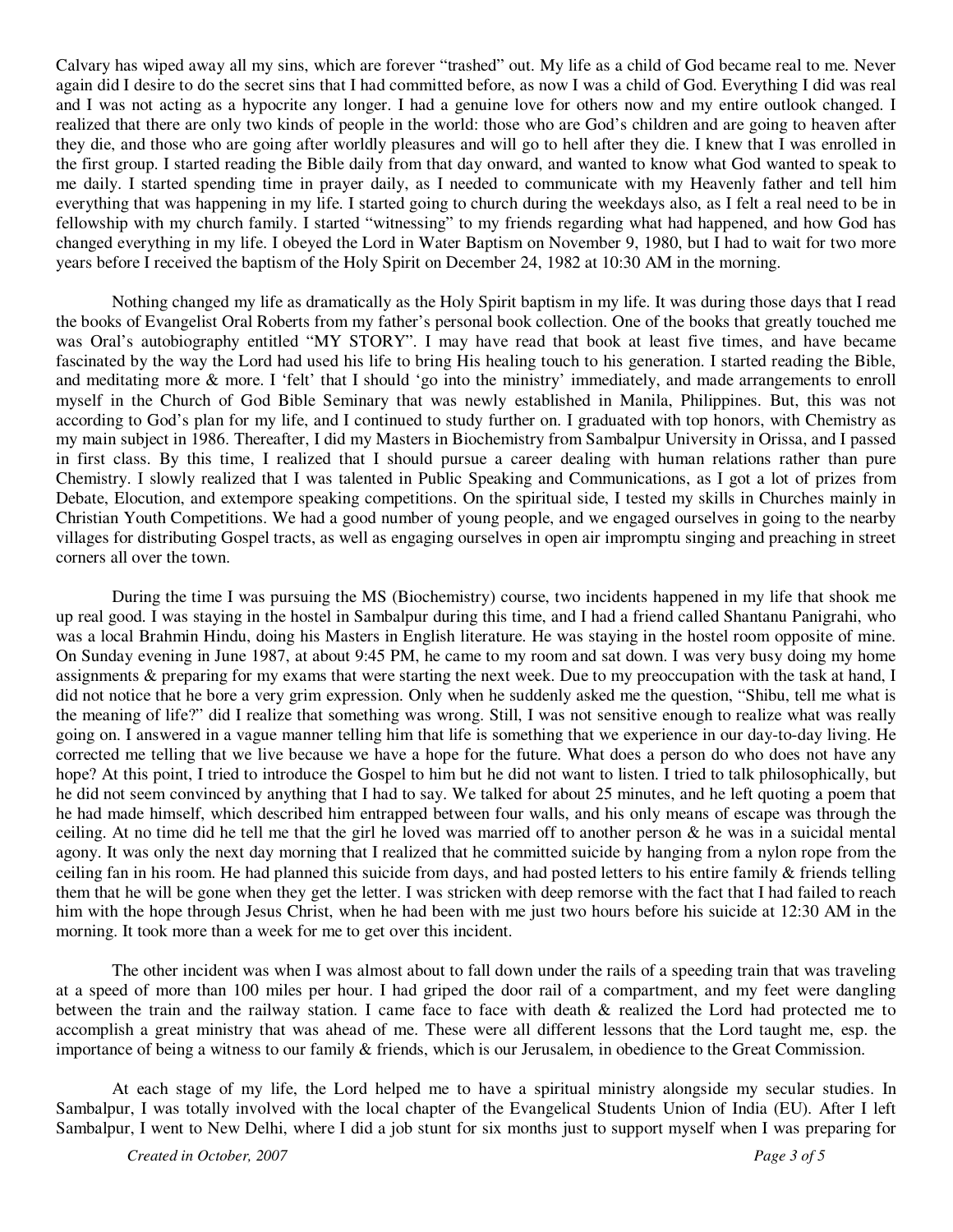Calvary has wiped away all my sins, which are forever "trashed" out. My life as a child of God became real to me. Never again did I desire to do the secret sins that I had committed before, as now I was a child of God. Everything I did was real and I was not acting as a hypocrite any longer. I had a genuine love for others now and my entire outlook changed. I realized that there are only two kinds of people in the world: those who are God's children and are going to heaven after they die, and those who are going after worldly pleasures and will go to hell after they die. I knew that I was enrolled in the first group. I started reading the Bible daily from that day onward, and wanted to know what God wanted to speak to me daily. I started spending time in prayer daily, as I needed to communicate with my Heavenly father and tell him everything that was happening in my life. I started going to church during the weekdays also, as I felt a real need to be in fellowship with my church family. I started "witnessing" to my friends regarding what had happened, and how God has changed everything in my life. I obeyed the Lord in Water Baptism on November 9, 1980, but I had to wait for two more years before I received the baptism of the Holy Spirit on December 24, 1982 at 10:30 AM in the morning.

Nothing changed my life as dramatically as the Holy Spirit baptism in my life. It was during those days that I read the books of Evangelist Oral Roberts from my father's personal book collection. One of the books that greatly touched me was Oral's autobiography entitled "MY STORY". I may have read that book at least five times, and have became fascinated by the way the Lord had used his life to bring His healing touch to his generation. I started reading the Bible, and meditating more & more. I 'felt' that I should 'go into the ministry' immediately, and made arrangements to enroll myself in the Church of God Bible Seminary that was newly established in Manila, Philippines. But, this was not according to God's plan for my life, and I continued to study further on. I graduated with top honors, with Chemistry as my main subject in 1986. Thereafter, I did my Masters in Biochemistry from Sambalpur University in Orissa, and I passed in first class. By this time, I realized that I should pursue a career dealing with human relations rather than pure Chemistry. I slowly realized that I was talented in Public Speaking and Communications, as I got a lot of prizes from Debate, Elocution, and extempore speaking competitions. On the spiritual side, I tested my skills in Churches mainly in Christian Youth Competitions. We had a good number of young people, and we engaged ourselves in going to the nearby villages for distributing Gospel tracts, as well as engaging ourselves in open air impromptu singing and preaching in street corners all over the town.

During the time I was pursuing the MS (Biochemistry) course, two incidents happened in my life that shook me up real good. I was staying in the hostel in Sambalpur during this time, and I had a friend called Shantanu Panigrahi, who was a local Brahmin Hindu, doing his Masters in English literature. He was staying in the hostel room opposite of mine. On Sunday evening in June 1987, at about 9:45 PM, he came to my room and sat down. I was very busy doing my home assignments & preparing for my exams that were starting the next week. Due to my preoccupation with the task at hand, I did not notice that he bore a very grim expression. Only when he suddenly asked me the question, "Shibu, tell me what is the meaning of life?" did I realize that something was wrong. Still, I was not sensitive enough to realize what was really going on. I answered in a vague manner telling him that life is something that we experience in our day-to-day living. He corrected me telling that we live because we have a hope for the future. What does a person do who does not have any hope? At this point, I tried to introduce the Gospel to him but he did not want to listen. I tried to talk philosophically, but he did not seem convinced by anything that I had to say. We talked for about 25 minutes, and he left quoting a poem that he had made himself, which described him entrapped between four walls, and his only means of escape was through the ceiling. At no time did he tell me that the girl he loved was married off to another person & he was in a suicidal mental agony. It was only the next day morning that I realized that he committed suicide by hanging from a nylon rope from the ceiling fan in his room. He had planned this suicide from days, and had posted letters to his entire family & friends telling them that he will be gone when they get the letter. I was stricken with deep remorse with the fact that I had failed to reach him with the hope through Jesus Christ, when he had been with me just two hours before his suicide at 12:30 AM in the morning. It took more than a week for me to get over this incident.

The other incident was when I was almost about to fall down under the rails of a speeding train that was traveling at a speed of more than 100 miles per hour. I had griped the door rail of a compartment, and my feet were dangling between the train and the railway station. I came face to face with death & realized the Lord had protected me to accomplish a great ministry that was ahead of me. These were all different lessons that the Lord taught me, esp. the importance of being a witness to our family & friends, which is our Jerusalem, in obedience to the Great Commission.

At each stage of my life, the Lord helped me to have a spiritual ministry alongside my secular studies. In Sambalpur, I was totally involved with the local chapter of the Evangelical Students Union of India (EU). After I left Sambalpur, I went to New Delhi, where I did a job stunt for six months just to support myself when I was preparing for

*Created in October, 2007*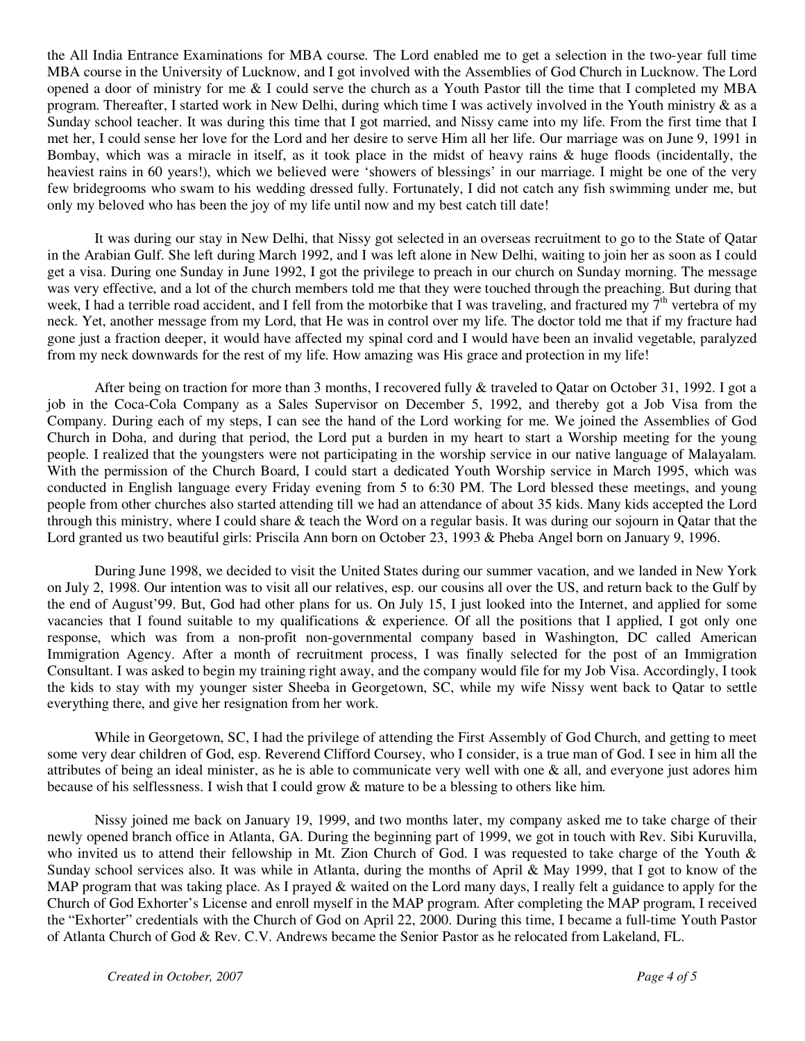the All India Entrance Examinations for MBA course. The Lord enabled me to get a selection in the two-year full time MBA course in the University of Lucknow, and I got involved with the Assemblies of God Church in Lucknow. The Lord opened a door of ministry for me & I could serve the church as a Youth Pastor till the time that I completed my MBA program. Thereafter, I started work in New Delhi, during which time I was actively involved in the Youth ministry & as a Sunday school teacher. It was during this time that I got married, and Nissy came into my life. From the first time that I met her, I could sense her love for the Lord and her desire to serve Him all her life. Our marriage was on June 9, 1991 in Bombay, which was a miracle in itself, as it took place in the midst of heavy rains & huge floods (incidentally, the heaviest rains in 60 years!), which we believed were 'showers of blessings' in our marriage. I might be one of the very few bridegrooms who swam to his wedding dressed fully. Fortunately, I did not catch any fish swimming under me, but only my beloved who has been the joy of my life until now and my best catch till date!

It was during our stay in New Delhi, that Nissy got selected in an overseas recruitment to go to the State of Qatar in the Arabian Gulf. She left during March 1992, and I was left alone in New Delhi, waiting to join her as soon as I could get a visa. During one Sunday in June 1992, I got the privilege to preach in our church on Sunday morning. The message was very effective, and a lot of the church members told me that they were touched through the preaching. But during that week, I had a terrible road accident, and I fell from the motorbike that I was traveling, and fractured my 7th vertebra of my neck. Yet, another message from my Lord, that He was in control over my life. The doctor told me that if my fracture had gone just a fraction deeper, it would have affected my spinal cord and I would have been an invalid vegetable, paralyzed from my neck downwards for the rest of my life. How amazing was His grace and protection in my life!

After being on traction for more than 3 months, I recovered fully & traveled to Qatar on October 31, 1992. I got a job in the Coca-Cola Company as a Sales Supervisor on December 5, 1992, and thereby got a Job Visa from the Company. During each of my steps, I can see the hand of the Lord working for me. We joined the Assemblies of God Church in Doha, and during that period, the Lord put a burden in my heart to start a Worship meeting for the young people. I realized that the youngsters were not participating in the worship service in our native language of Malayalam. With the permission of the Church Board, I could start a dedicated Youth Worship service in March 1995, which was conducted in English language every Friday evening from 5 to 6:30 PM. The Lord blessed these meetings, and young people from other churches also started attending till we had an attendance of about 35 kids. Many kids accepted the Lord through this ministry, where I could share & teach the Word on a regular basis. It was during our sojourn in Qatar that the Lord granted us two beautiful girls: Priscila Ann born on October 23, 1993 & Pheba Angel born on January 9, 1996.

During June 1998, we decided to visit the United States during our summer vacation, and we landed in New York on July 2, 1998. Our intention was to visit all our relatives, esp. our cousins all over the US, and return back to the Gulf by the end of August'99. But, God had other plans for us. On July 15, I just looked into the Internet, and applied for some vacancies that I found suitable to my qualifications & experience. Of all the positions that I applied, I got only one response, which was from a non-profit non-governmental company based in Washington, DC called American Immigration Agency. After a month of recruitment process, I was finally selected for the post of an Immigration Consultant. I was asked to begin my training right away, and the company would file for my Job Visa. Accordingly, I took the kids to stay with my younger sister Sheeba in Georgetown, SC, while my wife Nissy went back to Qatar to settle everything there, and give her resignation from her work.

While in Georgetown, SC, I had the privilege of attending the First Assembly of God Church, and getting to meet some very dear children of God, esp. Reverend Clifford Coursey, who I consider, is a true man of God. I see in him all the attributes of being an ideal minister, as he is able to communicate very well with one & all, and everyone just adores him because of his selflessness. I wish that I could grow & mature to be a blessing to others like him.

Nissy joined me back on January 19, 1999, and two months later, my company asked me to take charge of their newly opened branch office in Atlanta, GA. During the beginning part of 1999, we got in touch with Rev. Sibi Kuruvilla, who invited us to attend their fellowship in Mt. Zion Church of God. I was requested to take charge of the Youth & Sunday school services also. It was while in Atlanta, during the months of April & May 1999, that I got to know of the MAP program that was taking place. As I prayed & waited on the Lord many days, I really felt a guidance to apply for the Church of God Exhorter's License and enroll myself in the MAP program. After completing the MAP program, I received the "Exhorter" credentials with the Church of God on April 22, 2000. During this time, I became a full-time Youth Pastor of Atlanta Church of God & Rev. C.V. Andrews became the Senior Pastor as he relocated from Lakeland, FL.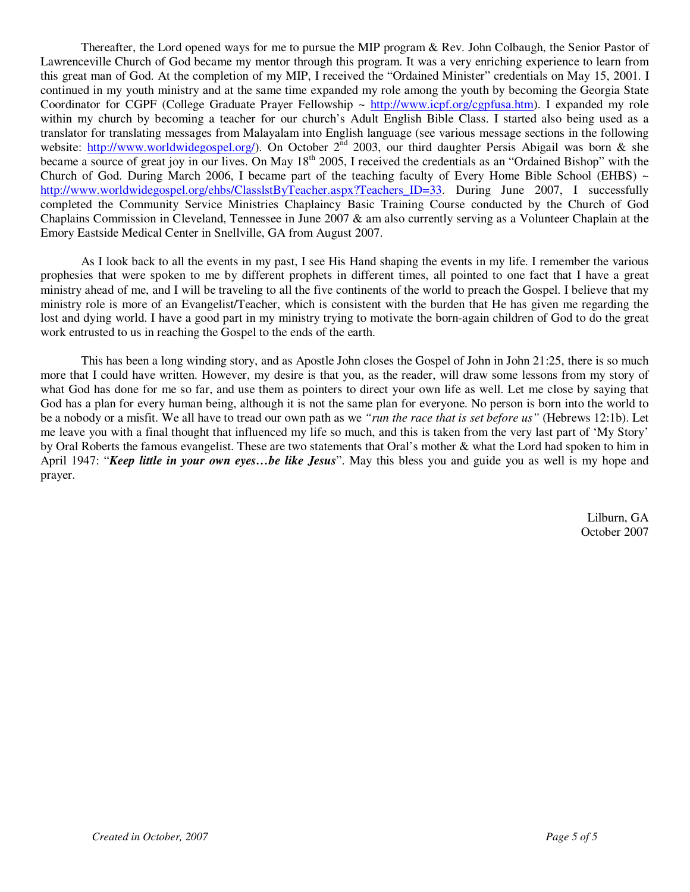Thereafter, the Lord opened ways for me to pursue the MIP program & Rev. John Colbaugh, the Senior Pastor of Lawrenceville Church of God became my mentor through this program. It was a very enriching experience to learn from this great man of God. At the completion of my MIP, I received the "Ordained Minister" credentials on May 15, 2001. I continued in my youth ministry and at the same time expanded my role among the youth by becoming the Georgia State Coordinator for CGPF (College Graduate Prayer Fellowship ~ http://www.icpf.org/cgpfusa.htm). I expanded my role within my church by becoming a teacher for our church's Adult English Bible Class. I started also being used as a translator for translating messages from Malayalam into English language (see various message sections in the following website: http://www.worldwidegospel.org/). On October 2nd 2003, our third daughter Persis Abigail was born & she became a source of great joy in our lives. On May 18th 2005, I received the credentials as an "Ordained Bishop" with the Church of God. During March 2006, I became part of the teaching faculty of Every Home Bible School (EHBS) ~ http://www.worldwidegospel.org/ehbs/ClasslstByTeacher.aspx?Teachers_ID=33. During June 2007, I successfully completed the Community Service Ministries Chaplaincy Basic Training Course conducted by the Church of God Chaplains Commission in Cleveland, Tennessee in June 2007 & am also currently serving as a Volunteer Chaplain at the Emory Eastside Medical Center in Snellville, GA from August 2007.

As I look back to all the events in my past, I see His Hand shaping the events in my life. I remember the various prophesies that were spoken to me by different prophets in different times, all pointed to one fact that I have a great ministry ahead of me, and I will be traveling to all the five continents of the world to preach the Gospel. I believe that my ministry role is more of an Evangelist/Teacher, which is consistent with the burden that He has given me regarding the lost and dying world. I have a good part in my ministry trying to motivate the born-again children of God to do the great work entrusted to us in reaching the Gospel to the ends of the earth.

This has been a long winding story, and as Apostle John closes the Gospel of John in John 21:25, there is so much more that I could have written. However, my desire is that you, as the reader, will draw some lessons from my story of what God has done for me so far, and use them as pointers to direct your own life as well. Let me close by saying that God has a plan for every human being, although it is not the same plan for everyone. No person is born into the world to be a nobody or a misfit. We all have to tread our own path as we *"run the race that is set before us"* (Hebrews 12:1b). Let me leave you with a final thought that influenced my life so much, and this is taken from the very last part of 'My Story' by Oral Roberts the famous evangelist. These are two statements that Oral's mother & what the Lord had spoken to him in April 1947: "***Keep little in your own eyes…be like Jesus***". May this bless you and guide you as well is my hope and prayer.

Lilburn, GA
October 2007

*Created in October, 2007*